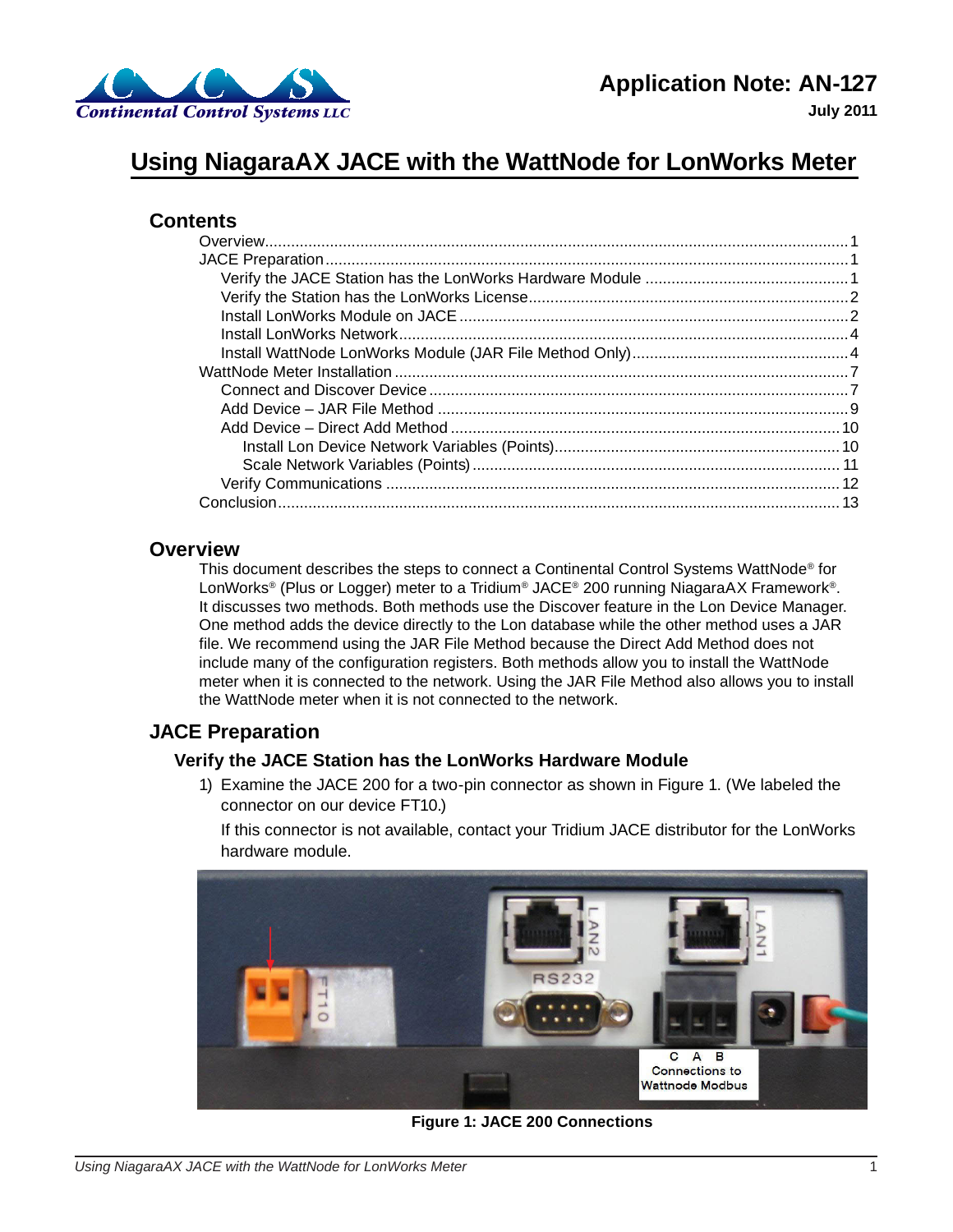# Application Note: AN-127

**July 2011**

# Using NiagaraAX JACE with the WattNode for LonWorks Meter

## Contents

- Overview....1
- JACE Preparation....1
  - Verify the JACE Station has the LonWorks Hardware Module....1
  - Verify the Station has the LonWorks License....2
  - Install LonWorks Module on JACE....2
  - Install LonWorks Network....4
  - Install WattNode LonWorks Module (JAR File Method Only)....4
- WattNode Meter Installation....7
  - Connect and Discover Device....7
  - Add Device – JAR File Method....9
  - Add Device – Direct Add Method....10
    - Install Lon Device Network Variables (Points)....10
    - Scale Network Variables (Points)....11
  - Verify Communications....12
- Conclusion....13

## Overview

This document describes the steps to connect a Continental Control Systems WattNode® for LonWorks® (Plus or Logger) meter to a Tridium® JACE® 200 running NiagaraAX Framework®. It discusses two methods. Both methods use the Discover feature in the Lon Device Manager. One method adds the device directly to the Lon database while the other method uses a JAR file. We recommend using the JAR File Method because the Direct Add Method does not include many of the configuration registers. Both methods allow you to install the WattNode meter when it is connected to the network. Using the JAR File Method also allows you to install the WattNode meter when it is not connected to the network.

## JACE Preparation

### Verify the JACE Station has the LonWorks Hardware Module

1) Examine the JACE 200 for a two-pin connector as shown in Figure 1. (We labeled the connector on our device FT10.)

   If this connector is not available, contact your Tridium JACE distributor for the LonWorks hardware module.

Figure 1: JACE 200 Connections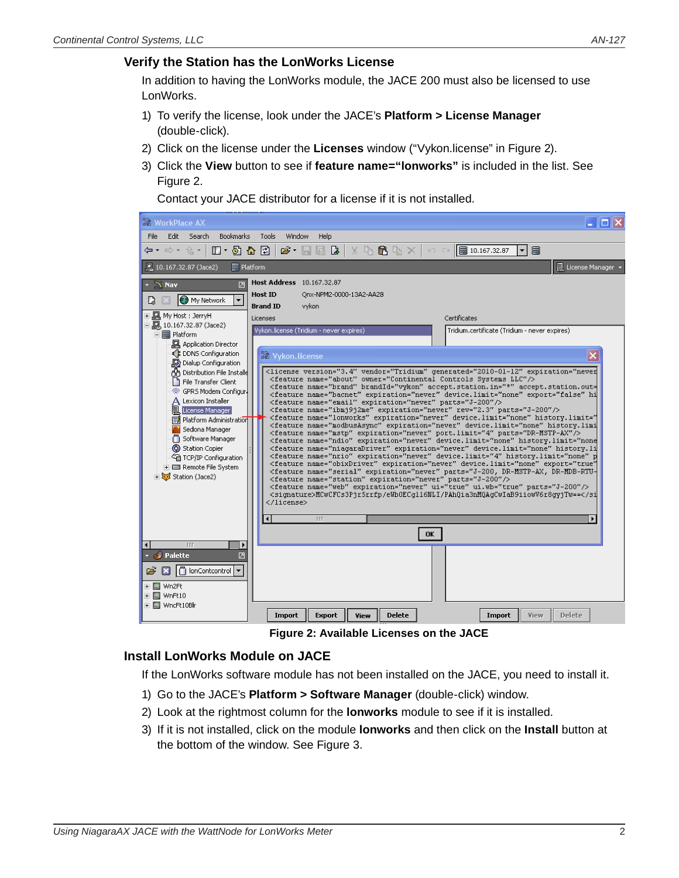## Verify the Station has the LonWorks License

In addition to having the LonWorks module, the JACE 200 must also be licensed to use LonWorks.

1) To verify the license, look under the JACE's **Platform > License Manager** (double-click).
2) Click on the license under the **Licenses** window ("Vykon.license" in Figure 2).
3) Click the **View** button to see if **feature name="lonworks"** is included in the list. See Figure 2.

   Contact your JACE distributor for a license if it is not installed.

**Figure 2: Available Licenses on the JACE**

## Install LonWorks Module on JACE

If the LonWorks software module has not been installed on the JACE, you need to install it.

1) Go to the JACE's **Platform > Software Manager** (double-click) window.
2) Look at the rightmost column for the **lonworks** module to see if it is installed.
3) If it is not installed, click on the module **lonworks** and then click on the **Install** button at the bottom of the window. See Figure 3.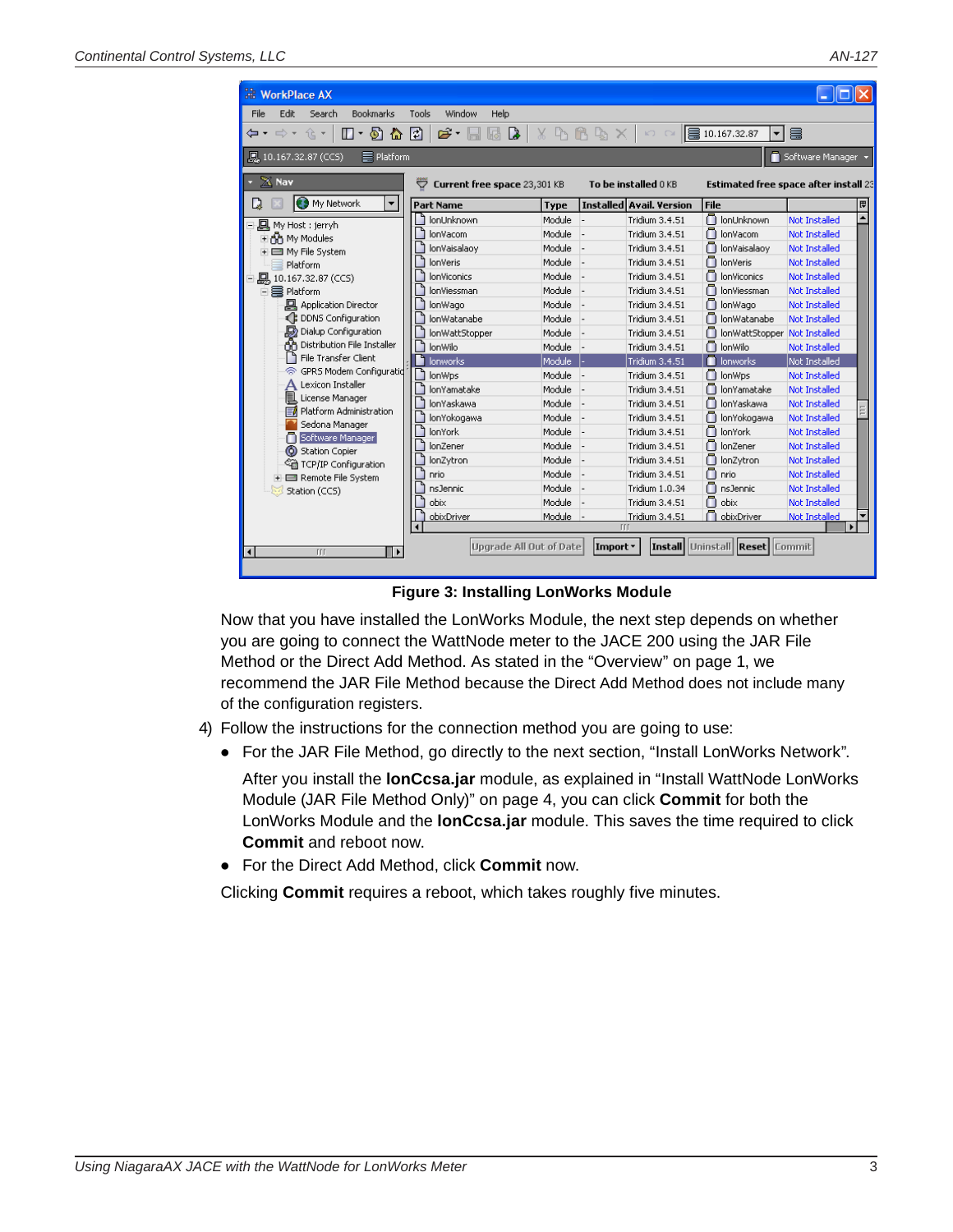Figure 3: Installing LonWorks Module

Now that you have installed the LonWorks Module, the next step depends on whether you are going to connect the WattNode meter to the JACE 200 using the JAR File Method or the Direct Add Method. As stated in the “Overview” on page 1, we recommend the JAR File Method because the Direct Add Method does not include many of the configuration registers.

4) Follow the instructions for the connection method you are going to use:

   - For the JAR File Method, go directly to the next section, “Install LonWorks Network”.

     After you install the **lonCcsa.jar** module, as explained in “Install WattNode LonWorks Module (JAR File Method Only)” on page 4, you can click **Commit** for both the LonWorks Module and the **lonCcsa.jar** module. This saves the time required to click **Commit** and reboot now.

   - For the Direct Add Method, click **Commit** now.

   Clicking **Commit** requires a reboot, which takes roughly five minutes.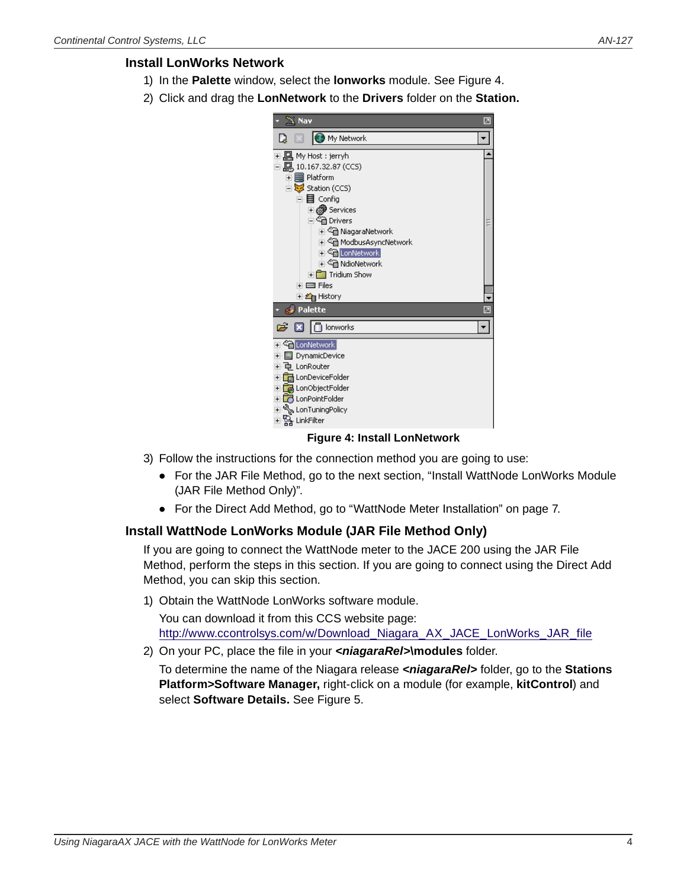## Install LonWorks Network

1) In the **Palette** window, select the **lonworks** module. See Figure 4.
2) Click and drag the **LonNetwork** to the **Drivers** folder on the **Station.**

**Figure 4: Install LonNetwork**

3) Follow the instructions for the connection method you are going to use:
   - For the JAR File Method, go to the next section, “Install WattNode LonWorks Module (JAR File Method Only)”.
   - For the Direct Add Method, go to “WattNode Meter Installation” on page 7.

## Install WattNode LonWorks Module (JAR File Method Only)

If you are going to connect the WattNode meter to the JACE 200 using the JAR File Method, perform the steps in this section. If you are going to connect using the Direct Add Method, you can skip this section.

1) Obtain the WattNode LonWorks software module.

   You can download it from this CCS website page:
   http://www.ccontrolsys.com/w/Download_Niagara_AX_JACE_LonWorks_JAR_file

2) On your PC, place the file in your ***<niagaraRel>*\modules** folder.

   To determine the name of the Niagara release ***<niagaraRel>*** folder, go to the **Stations Platform>Software Manager,** right-click on a module (for example, **kitControl**) and select **Software Details.** See Figure 5.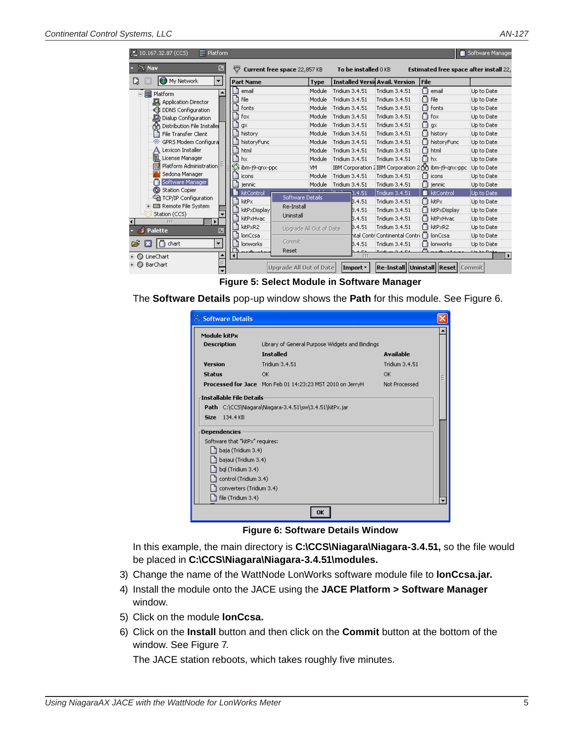**Figure 5: Select Module in Software Manager**

The **Software Details** pop-up window shows the **Path** for this module. See Figure 6.

**Figure 6: Software Details Window**

In this example, the main directory is **C:\CCS\Niagara\Niagara-3.4.51,** so the file would be placed in **C:\CCS\Niagara\Niagara-3.4.51\modules.**

3) Change the name of the WattNode LonWorks software module file to **lonCcsa.jar.**
4) Install the module onto the JACE using the **JACE Platform > Software Manager** window.
5) Click on the module **lonCcsa.**
6) Click on the **Install** button and then click on the **Commit** button at the bottom of the window. See Figure 7.

   The JACE station reboots, which takes roughly five minutes.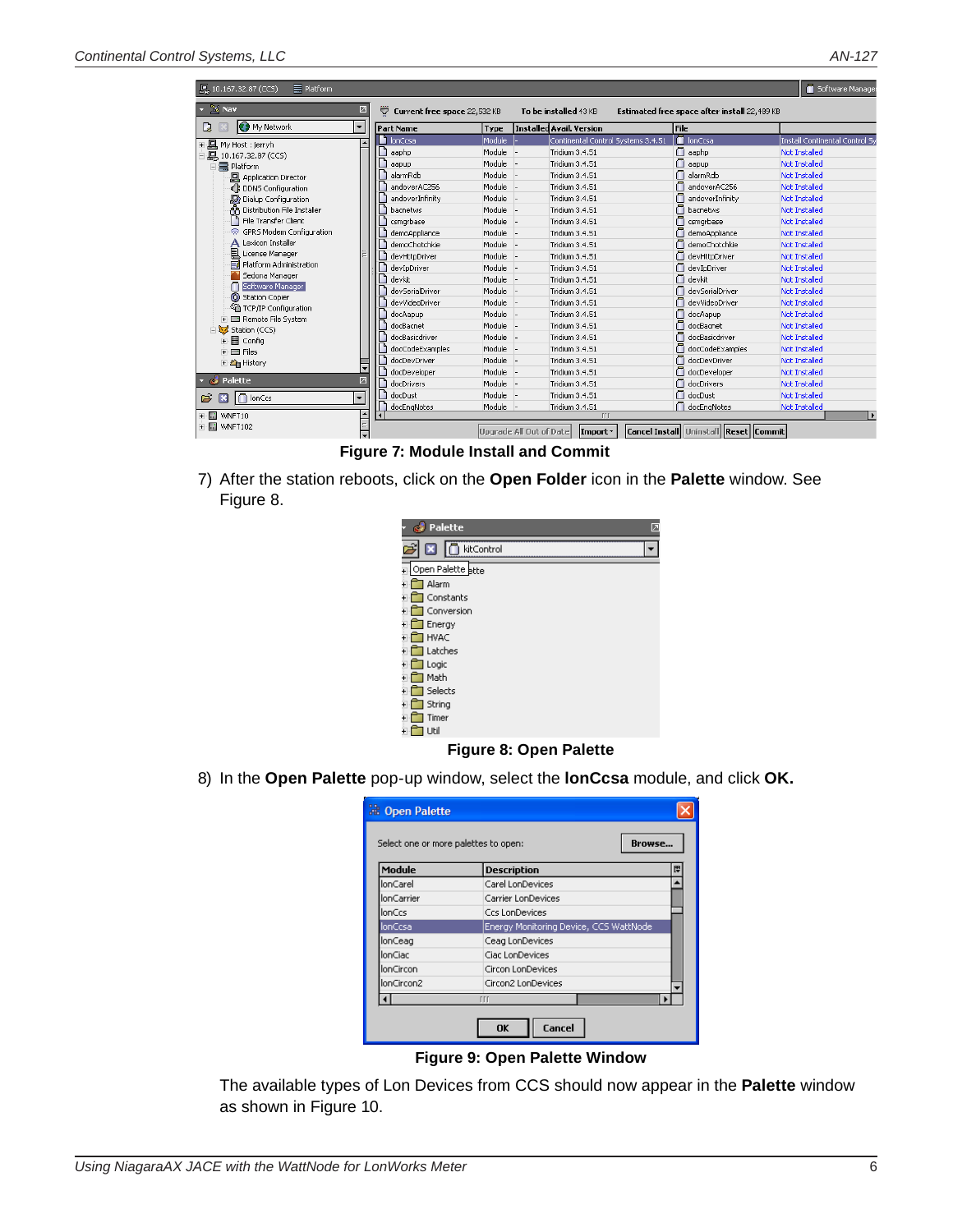Figure 7: Module Install and Commit

7) After the station reboots, click on the **Open Folder** icon in the **Palette** window. See Figure 8.

Figure 8: Open Palette

8) In the **Open Palette** pop-up window, select the **lonCcsa** module, and click **OK.**

Figure 9: Open Palette Window

The available types of Lon Devices from CCS should now appear in the **Palette** window as shown in Figure 10.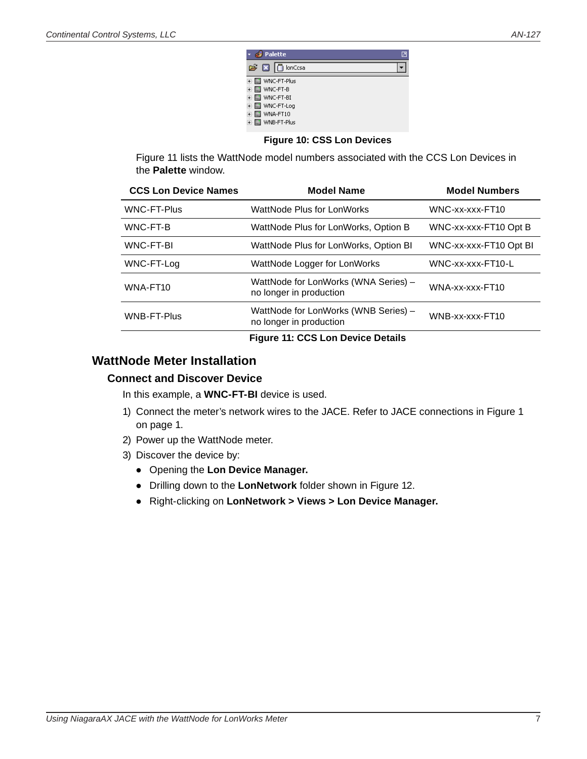Figure 10: CSS Lon Devices

Figure 11 lists the WattNode model numbers associated with the CCS Lon Devices in the **Palette** window.

| CCS Lon Device Names | Model Name | Model Numbers |
| --- | --- | --- |
| WNC-FT-Plus | WattNode Plus for LonWorks | WNC-xx-xxx-FT10 |
| WNC-FT-B | WattNode Plus for LonWorks, Option B | WNC-xx-xxx-FT10 Opt B |
| WNC-FT-BI | WattNode Plus for LonWorks, Option BI | WNC-xx-xxx-FT10 Opt BI |
| WNC-FT-Log | WattNode Logger for LonWorks | WNC-xx-xxx-FT10-L |
| WNA-FT10 | WattNode for LonWorks (WNA Series) – no longer in production | WNA-xx-xxx-FT10 |
| WNB-FT-Plus | WattNode for LonWorks (WNB Series) – no longer in production | WNB-xx-xxx-FT10 |

Figure 11: CCS Lon Device Details

## WattNode Meter Installation

### Connect and Discover Device

In this example, a **WNC-FT-BI** device is used.

1) Connect the meter's network wires to the JACE. Refer to JACE connections in Figure 1 on page 1.
2) Power up the WattNode meter.
3) Discover the device by:
   - Opening the **Lon Device Manager.**
   - Drilling down to the **LonNetwork** folder shown in Figure 12.
   - Right-clicking on **LonNetwork > Views > Lon Device Manager.**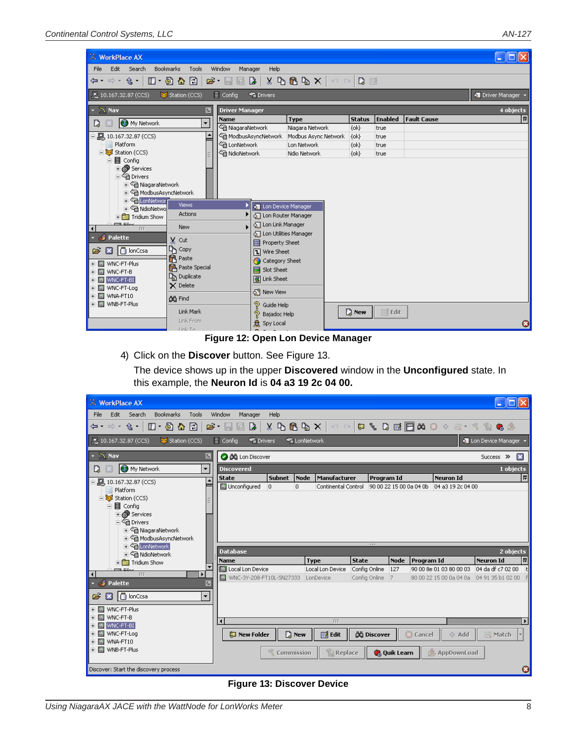Figure 12: Open Lon Device Manager

4) Click on the **Discover** button. See Figure 13.

The device shows up in the upper **Discovered** window in the **Unconfigured** state. In this example, the **Neuron Id** is **04 a3 19 2c 04 00.**

Figure 13: Discover Device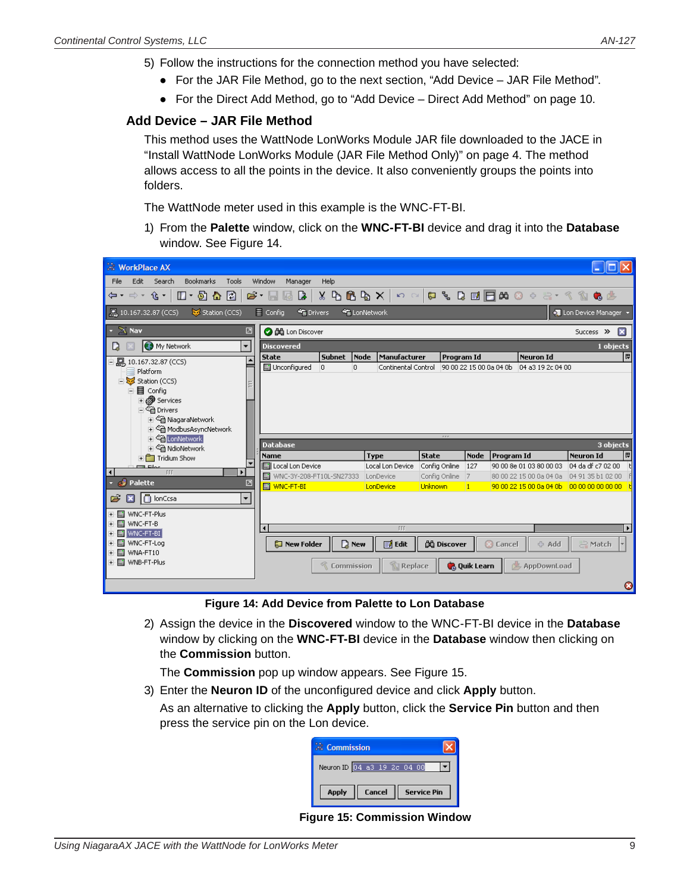5) Follow the instructions for the connection method you have selected:
   - For the JAR File Method, go to the next section, “Add Device – JAR File Method”.
   - For the Direct Add Method, go to “Add Device – Direct Add Method” on page 10.

## Add Device – JAR File Method

This method uses the WattNode LonWorks Module JAR file downloaded to the JACE in “Install WattNode LonWorks Module (JAR File Method Only)” on page 4. The method allows access to all the points in the device. It also conveniently groups the points into folders.

The WattNode meter used in this example is the WNC-FT-BI.

1) From the **Palette** window, click on the **WNC-FT-BI** device and drag it into the **Database** window. See Figure 14.

**Figure 14: Add Device from Palette to Lon Database**

2) Assign the device in the **Discovered** window to the WNC-FT-BI device in the **Database** window by clicking on the **WNC-FT-BI** device in the **Database** window then clicking on the **Commission** button.

   The **Commission** pop up window appears. See Figure 15.

3) Enter the **Neuron ID** of the unconfigured device and click **Apply** button.

   As an alternative to clicking the **Apply** button, click the **Service Pin** button and then press the service pin on the Lon device.

**Figure 15: Commission Window**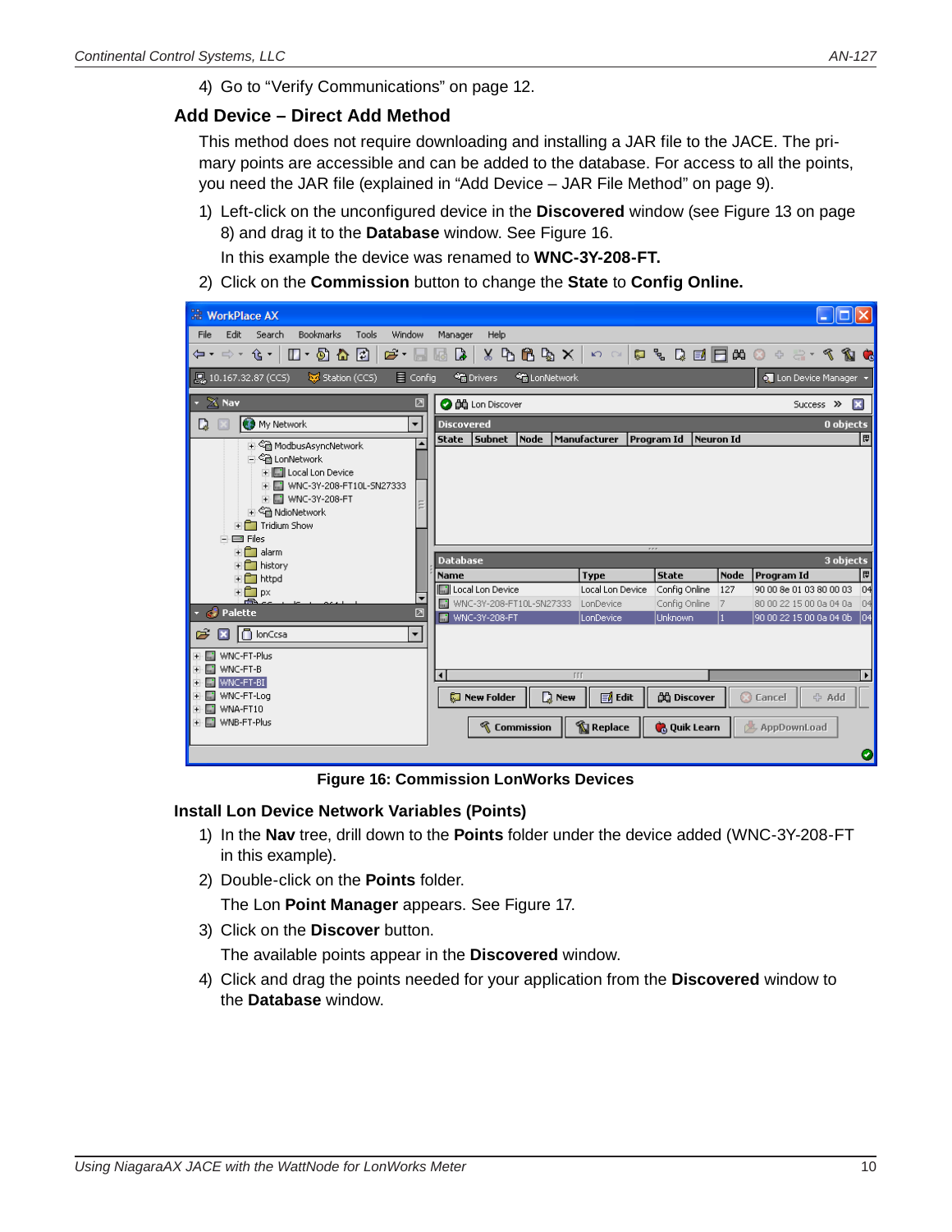4) Go to "Verify Communications" on page 12.

## Add Device – Direct Add Method

This method does not require downloading and installing a JAR file to the JACE. The primary points are accessible and can be added to the database. For access to all the points, you need the JAR file (explained in "Add Device – JAR File Method" on page 9).

1) Left-click on the unconfigured device in the **Discovered** window (see Figure 13 on page 8) and drag it to the **Database** window. See Figure 16.

   In this example the device was renamed to **WNC-3Y-208-FT.**

2) Click on the **Commission** button to change the **State** to **Config Online.**

**Figure 16: Commission LonWorks Devices**

## Install Lon Device Network Variables (Points)

1) In the **Nav** tree, drill down to the **Points** folder under the device added (WNC-3Y-208-FT in this example).
2) Double-click on the **Points** folder.

   The Lon **Point Manager** appears. See Figure 17.

3) Click on the **Discover** button.

   The available points appear in the **Discovered** window.

4) Click and drag the points needed for your application from the **Discovered** window to the **Database** window.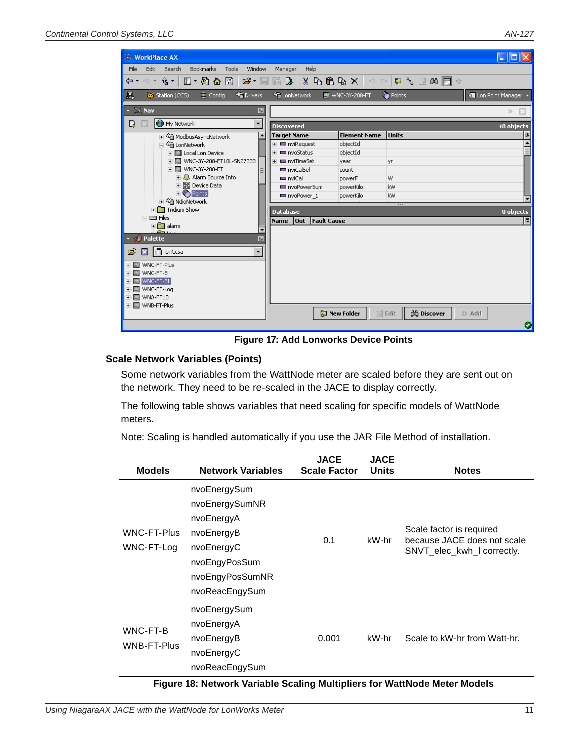Figure 17: Add Lonworks Device Points

## Scale Network Variables (Points)

Some network variables from the WattNode meter are scaled before they are sent out on the network. They need to be re-scaled in the JACE to display correctly.

The following table shows variables that need scaling for specific models of WattNode meters.

Note: Scaling is handled automatically if you use the JAR File Method of installation.

| Models | Network Variables | JACE Scale Factor | JACE Units | Notes |
|---|---|---|---|---|
| WNC-FT-Plus<br>WNC-FT-Log | nvoEnergySum<br>nvoEnergySumNR<br>nvoEnergyA<br>nvoEnergyB<br>nvoEnergyC<br>nvoEngyPosSum<br>nvoEngyPosSumNR<br>nvoReacEngySum | 0.1 | kW-hr | Scale factor is required because JACE does not scale SNVT_elec_kwh_l correctly. |
| WNC-FT-B<br>WNB-FT-Plus | nvoEnergySum<br>nvoEnergyA<br>nvoEnergyB<br>nvoEnergyC<br>nvoReacEngySum | 0.001 | kW-hr | Scale to kW-hr from Watt-hr. |

Figure 18: Network Variable Scaling Multipliers for WattNode Meter Models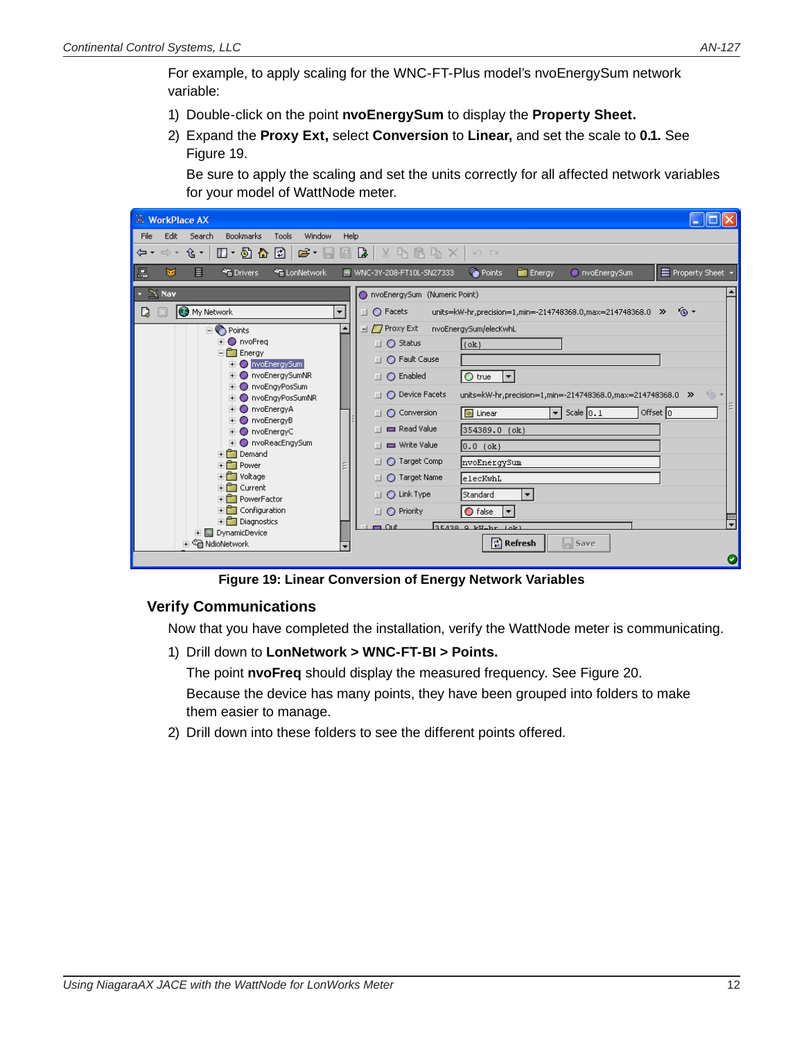For example, to apply scaling for the WNC-FT-Plus model's nvoEnergySum network variable:

1) Double-click on the point **nvoEnergySum** to display the **Property Sheet.**
2) Expand the **Proxy Ext,** select **Conversion** to **Linear,** and set the scale to **0.1.** See Figure 19.

   Be sure to apply the scaling and set the units correctly for all affected network variables for your model of WattNode meter.

**Figure 19: Linear Conversion of Energy Network Variables**

## Verify Communications

Now that you have completed the installation, verify the WattNode meter is communicating.

1) Drill down to **LonNetwork > WNC-FT-BI > Points.**

   The point **nvoFreq** should display the measured frequency. See Figure 20.

   Because the device has many points, they have been grouped into folders to make them easier to manage.

2) Drill down into these folders to see the different points offered.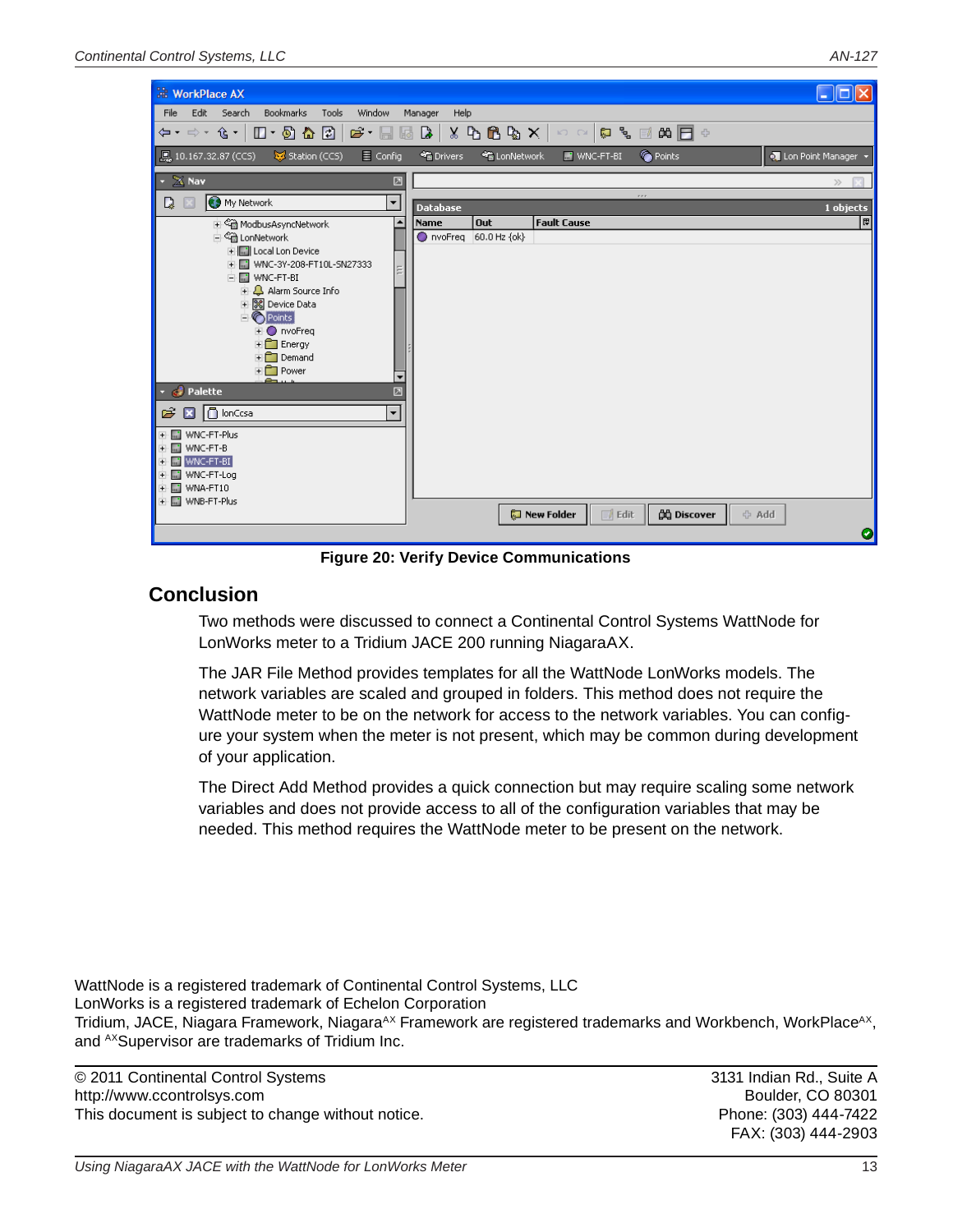Figure 20: Verify Device Communications

## Conclusion

Two methods were discussed to connect a Continental Control Systems WattNode for LonWorks meter to a Tridium JACE 200 running NiagaraAX.

The JAR File Method provides templates for all the WattNode LonWorks models. The network variables are scaled and grouped in folders. This method does not require the WattNode meter to be on the network for access to the network variables. You can configure your system when the meter is not present, which may be common during development of your application.

The Direct Add Method provides a quick connection but may require scaling some network variables and does not provide access to all of the configuration variables that may be needed. This method requires the WattNode meter to be present on the network.

WattNode is a registered trademark of Continental Control Systems, LLC
LonWorks is a registered trademark of Echelon Corporation
Tridium, JACE, Niagara Framework, Niagara$^{AX}$ Framework are registered trademarks and Workbench, WorkPlace$^{AX}$, and $^{AX}$Supervisor are trademarks of Tridium Inc.

© 2011 Continental Control Systems
http://www.ccontrolsys.com
This document is subject to change without notice.

3131 Indian Rd., Suite A
Boulder, CO 80301
Phone: (303) 444-7422
FAX: (303) 444-2903